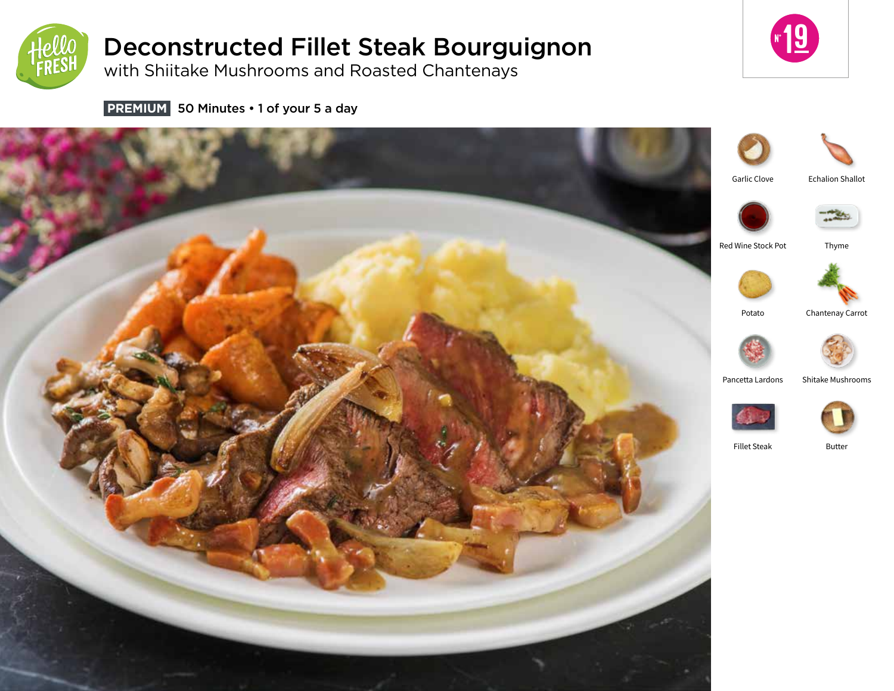# Deconstructed Fillet Steak Bourguignon

## with Shiitake Mushrooms and Roasted Chantenays

**PREMIUM** 50 Minutes • 1 of your 5 a day

N° 19

- Garlic Clove
- Echalion Shallot
- Red Wine Stock Pot
- Thyme
- Potato
- Chantenay Carrot
- Pancetta Lardons
- Shitake Mushrooms
- Fillet Steak
- Butter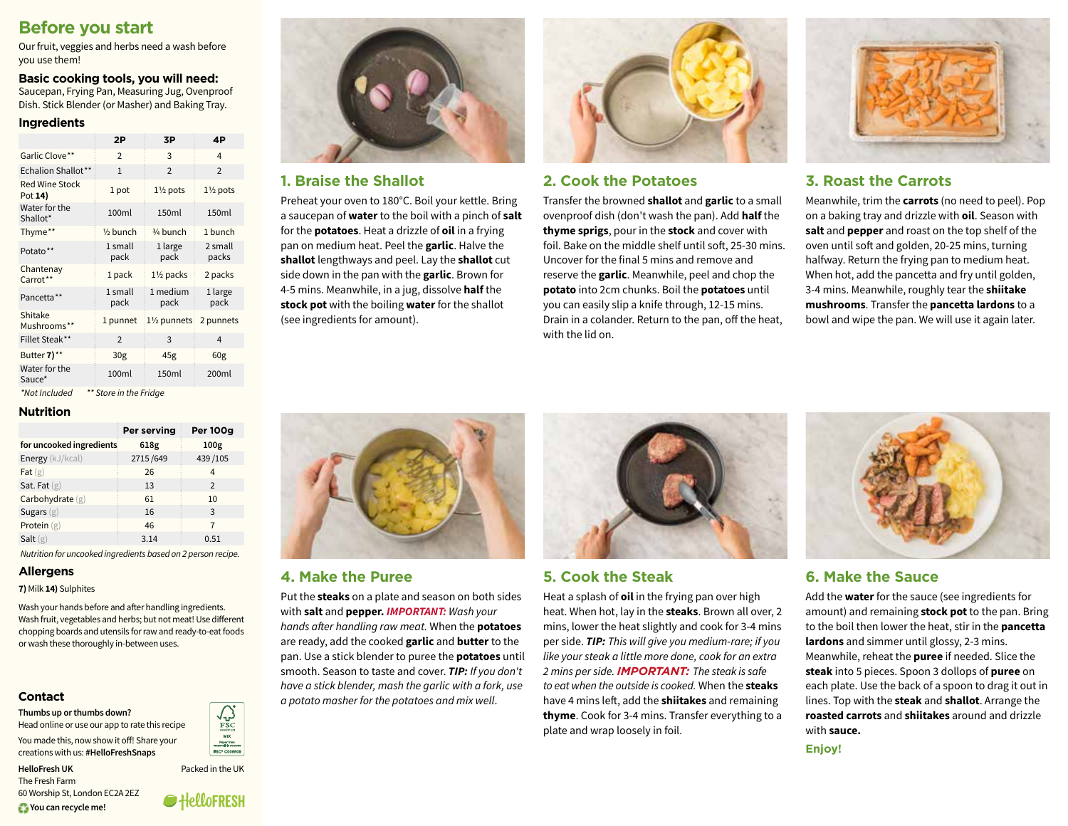## Before you start

Our fruit, veggies and herbs need a wash before you use them!

### Basic cooking tools, you will need:

Saucepan, Frying Pan, Measuring Jug, Ovenproof Dish. Stick Blender (or Masher) and Baking Tray.

### Ingredients

| | 2P | 3P | 4P |
|---|---|---|---|
| Garlic Clove** | 2 | 3 | 4 |
| Echalion Shallot** | 1 | 2 | 2 |
| Red Wine Stock Pot **14)** | 1 pot | 1½ pots | 1½ pots |
| Water for the Shallot* | 100ml | 150ml | 150ml |
| Thyme** | ½ bunch | ¾ bunch | 1 bunch |
| Potato** | 1 small pack | 1 large pack | 2 small packs |
| Chantenay Carrot** | 1 pack | 1½ packs | 2 packs |
| Pancetta** | 1 small pack | 1 medium pack | 1 large pack |
| Shitake Mushrooms** | 1 punnet | 1½ punnets | 2 punnets |
| Fillet Steak** | 2 | 3 | 4 |
| Butter **7)**** | 30g | 45g | 60g |
| Water for the Sauce* | 100ml | 150ml | 200ml |

*\*Not Included* *\*\* Store in the Fridge*

### Nutrition

| | Per serving | Per 100g |
|---|---|---|
| **for uncooked ingredients** | **618g** | **100g** |
| Energy (kJ/kcal) | 2715 /649 | 439 /105 |
| Fat (g) | 26 | 4 |
| Sat. Fat (g) | 13 | 2 |
| Carbohydrate (g) | 61 | 10 |
| Sugars (g) | 16 | 3 |
| Protein (g) | 46 | 7 |
| Salt (g) | 3.14 | 0.51 |

*Nutrition for uncooked ingredients based on 2 person recipe.*

### Allergens

**7)** Milk **14)** Sulphites

Wash your hands before and after handling ingredients. Wash fruit, vegetables and herbs; but not meat! Use different chopping boards and utensils for raw and ready-to-eat foods or wash these thoroughly in-between uses.

### Contact

**Thumbs up or thumbs down?**
Head online or use our app to rate this recipe

You made this, now show it off! Share your creations with us: **#HelloFreshSnaps**

**HelloFresh UK**
The Fresh Farm
60 Worship St, London EC2A 2EZ

Packed in the UK

**You can recycle me!**

## 1. Braise the Shallot

Preheat your oven to 180°C. Boil your kettle. Bring a saucepan of **water** to the boil with a pinch of **salt** for the **potatoes**. Heat a drizzle of **oil** in a frying pan on medium heat. Peel the **garlic**. Halve the **shallot** lengthways and peel. Lay the **shallot** cut side down in the pan with the **garlic**. Brown for 4-5 mins. Meanwhile, in a jug, dissolve **half** the **stock pot** with the boiling **water** for the shallot (see ingredients for amount).

## 2. Cook the Potatoes

Transfer the browned **shallot** and **garlic** to a small ovenproof dish (don't wash the pan). Add **half** the **thyme sprigs**, pour in the **stock** and cover with foil. Bake on the middle shelf until soft, 25-30 mins. Uncover for the final 5 mins and remove and reserve the **garlic**. Meanwhile, peel and chop the **potato** into 2cm chunks. Boil the **potatoes** until you can easily slip a knife through, 12-15 mins. Drain in a colander. Return to the pan, off the heat, with the lid on.

## 3. Roast the Carrots

Meanwhile, trim the **carrots** (no need to peel). Pop on a baking tray and drizzle with **oil**. Season with **salt** and **pepper** and roast on the top shelf of the oven until soft and golden, 20-25 mins, turning halfway. Return the frying pan to medium heat. When hot, add the pancetta and fry until golden, 3-4 mins. Meanwhile, roughly tear the **shiitake mushrooms**. Transfer the **pancetta lardons** to a bowl and wipe the pan. We will use it again later.

## 4. Make the Puree

Put the **steaks** on a plate and season on both sides with **salt** and **pepper.** ***IMPORTANT:*** *Wash your hands after handling raw meat.* When the **potatoes** are ready, add the cooked **garlic** and **butter** to the pan. Use a stick blender to puree the **potatoes** until smooth. Season to taste and cover. ***TIP:*** *If you don't have a stick blender, mash the garlic with a fork, use a potato masher for the potatoes and mix well.*

## 5. Cook the Steak

Heat a splash of **oil** in the frying pan over high heat. When hot, lay in the **steaks**. Brown all over, 2 mins, lower the heat slightly and cook for 3-4 mins per side. ***TIP:*** *This will give you medium-rare; if you like your steak a little more done, cook for an extra 2 mins per side.* ***IMPORTANT:*** *The steak is safe to eat when the outside is cooked.* When the **steaks** have 4 mins left, add the **shiitakes** and remaining **thyme**. Cook for 3-4 mins. Transfer everything to a plate and wrap loosely in foil.

## 6. Make the Sauce

Add the **water** for the sauce (see ingredients for amount) and remaining **stock pot** to the pan. Bring to the boil then lower the heat, stir in the **pancetta lardons** and simmer until glossy, 2-3 mins. Meanwhile, reheat the **puree** if needed. Slice the **steak** into 5 pieces. Spoon 3 dollops of **puree** on each plate. Use the back of a spoon to drag it out in lines. Top with the **steak** and **shallot**. Arrange the **roasted carrots** and **shiitakes** around and drizzle with **sauce.**

**Enjoy!**